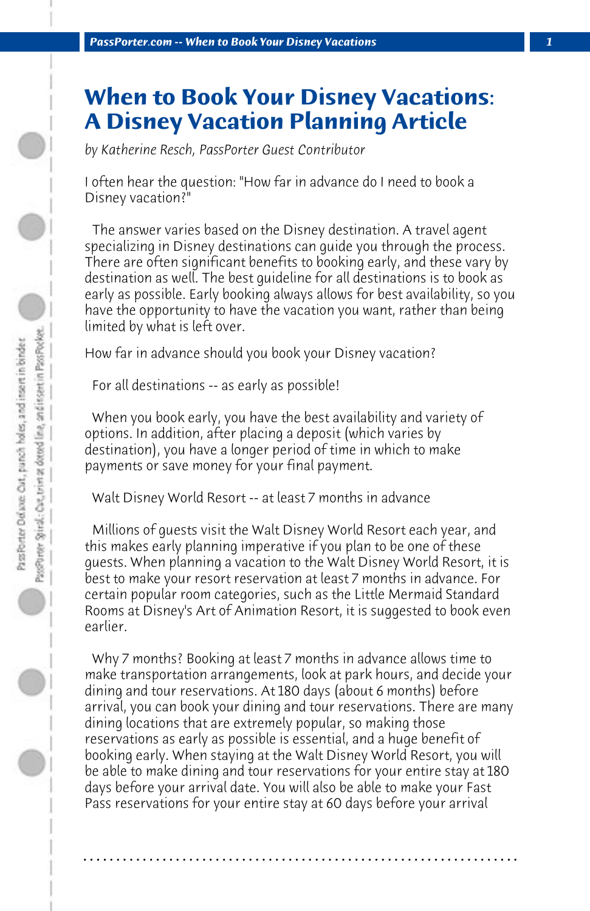# When to Book Your Disney Vacations: A Disney Vacation Planning Article

*by Katherine Resch, PassPorter Guest Contributor*

I often hear the question: "How far in advance do I need to book a Disney vacation?"

The answer varies based on the Disney destination. A travel agent specializing in Disney destinations can guide you through the process. There are often significant benefits to booking early, and these vary by destination as well. The best guideline for all destinations is to book as early as possible. Early booking always allows for best availability, so you have the opportunity to have the vacation you want, rather than being limited by what is left over.

How far in advance should you book your Disney vacation?

For all destinations -- as early as possible!

When you book early, you have the best availability and variety of options. In addition, after placing a deposit (which varies by destination), you have a longer period of time in which to make payments or save money for your final payment.

Walt Disney World Resort -- at least 7 months in advance

Millions of guests visit the Walt Disney World Resort each year, and this makes early planning imperative if you plan to be one of these guests. When planning a vacation to the Walt Disney World Resort, it is best to make your resort reservation at least 7 months in advance. For certain popular room categories, such as the Little Mermaid Standard Rooms at Disney's Art of Animation Resort, it is suggested to book even earlier.

Why 7 months? Booking at least 7 months in advance allows time to make transportation arrangements, look at park hours, and decide your dining and tour reservations. At 180 days (about 6 months) before arrival, you can book your dining and tour reservations. There are many dining locations that are extremely popular, so making those reservations as early as possible is essential, and a huge benefit of booking early. When staying at the Walt Disney World Resort, you will be able to make dining and tour reservations for your entire stay at 180 days before your arrival date. You will also be able to make your Fast Pass reservations for your entire stay at 60 days before your arrival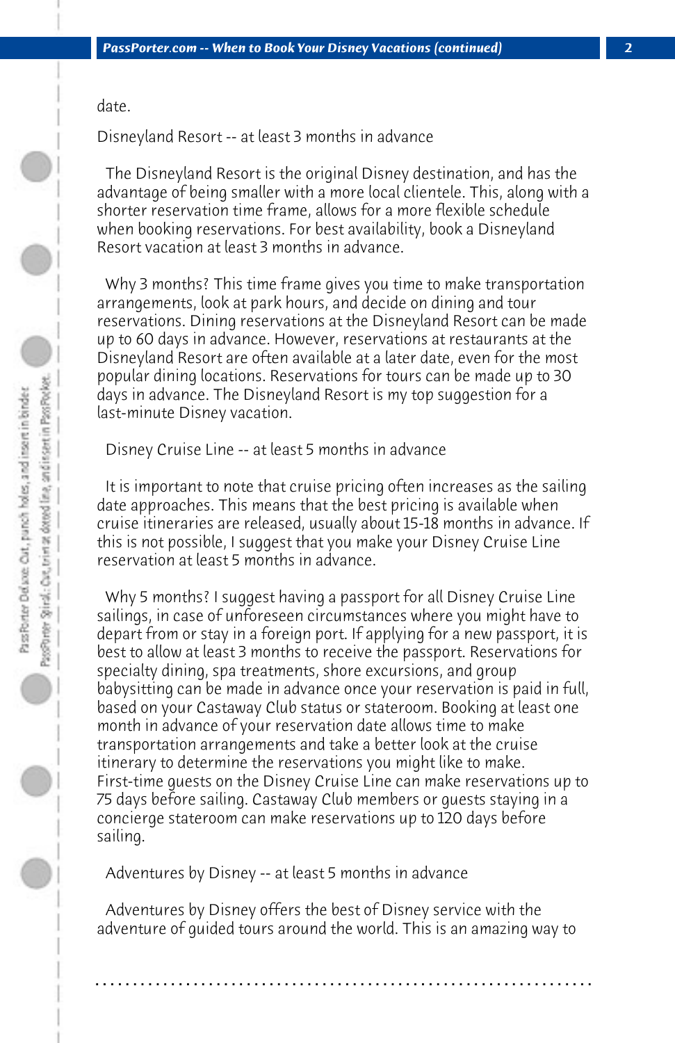date.

Disneyland Resort -- at least 3 months in advance

The Disneyland Resort is the original Disney destination, and has the advantage of being smaller with a more local clientele. This, along with a shorter reservation time frame, allows for a more flexible schedule when booking reservations. For best availability, book a Disneyland Resort vacation at least 3 months in advance.

Why 3 months? This time frame gives you time to make transportation arrangements, look at park hours, and decide on dining and tour reservations. Dining reservations at the Disneyland Resort can be made up to 60 days in advance. However, reservations at restaurants at the Disneyland Resort are often available at a later date, even for the most popular dining locations. Reservations for tours can be made up to 30 days in advance. The Disneyland Resort is my top suggestion for a last-minute Disney vacation.

Disney Cruise Line -- at least 5 months in advance

It is important to note that cruise pricing often increases as the sailing date approaches. This means that the best pricing is available when cruise itineraries are released, usually about 15-18 months in advance. If this is not possible, I suggest that you make your Disney Cruise Line reservation at least 5 months in advance.

Why 5 months? I suggest having a passport for all Disney Cruise Line sailings, in case of unforeseen circumstances where you might have to depart from or stay in a foreign port. If applying for a new passport, it is best to allow at least 3 months to receive the passport. Reservations for specialty dining, spa treatments, shore excursions, and group babysitting can be made in advance once your reservation is paid in full, based on your Castaway Club status or stateroom. Booking at least one month in advance of your reservation date allows time to make transportation arrangements and take a better look at the cruise itinerary to determine the reservations you might like to make. First-time guests on the Disney Cruise Line can make reservations up to 75 days before sailing. Castaway Club members or guests staying in a concierge stateroom can make reservations up to 120 days before sailing.

Adventures by Disney -- at least 5 months in advance

Adventures by Disney offers the best of Disney service with the adventure of guided tours around the world. This is an amazing way to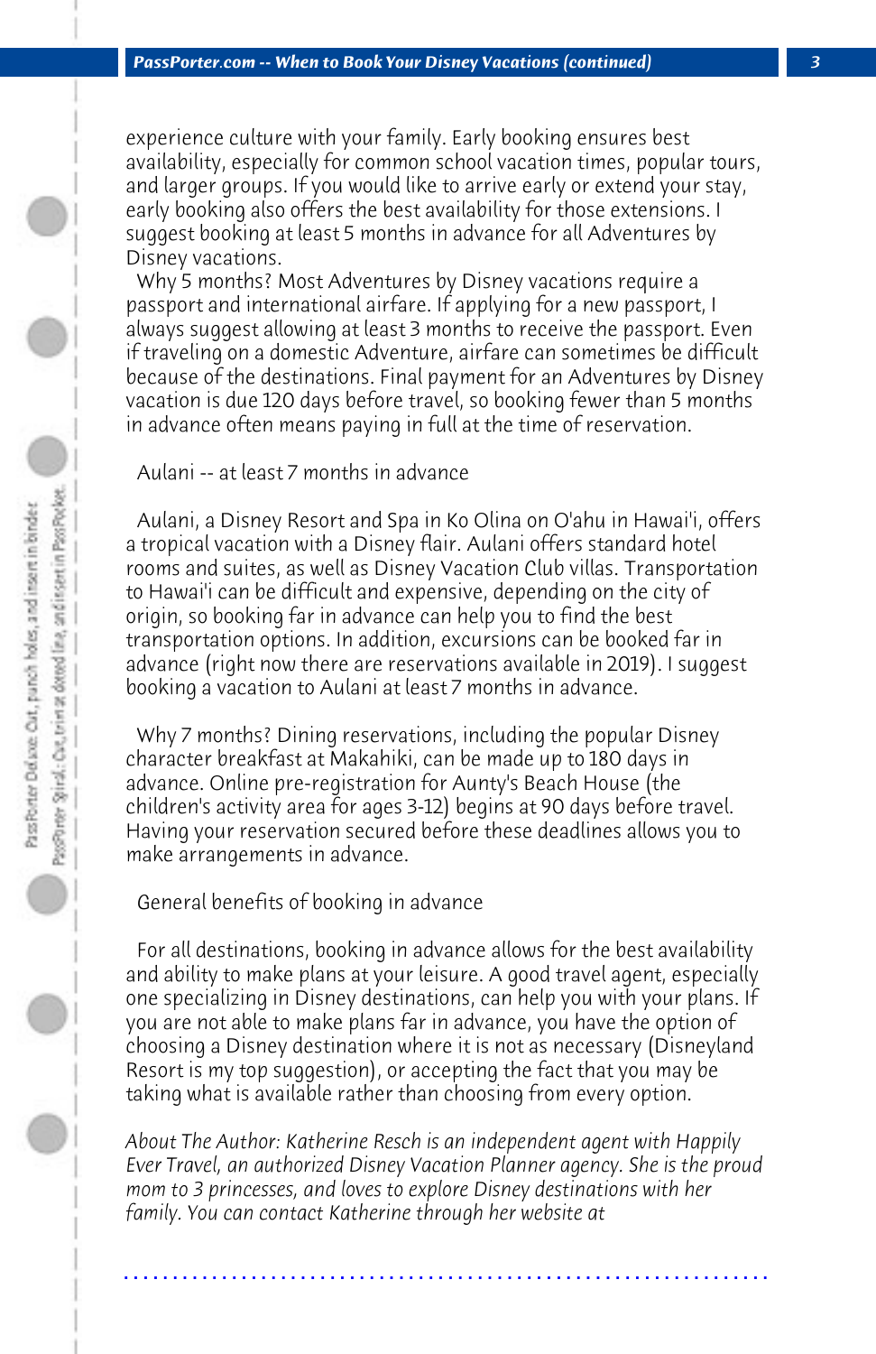experience culture with your family. Early booking ensures best availability, especially for common school vacation times, popular tours, and larger groups. If you would like to arrive early or extend your stay, early booking also offers the best availability for those extensions. I suggest booking at least 5 months in advance for all Adventures by Disney vacations.

Why 5 months? Most Adventures by Disney vacations require a passport and international airfare. If applying for a new passport, I always suggest allowing at least 3 months to receive the passport. Even if traveling on a domestic Adventure, airfare can sometimes be difficult because of the destinations. Final payment for an Adventures by Disney vacation is due 120 days before travel, so booking fewer than 5 months in advance often means paying in full at the time of reservation.

## Aulani -- at least 7 months in advance

Aulani, a Disney Resort and Spa in Ko Olina on O'ahu in Hawai'i, offers a tropical vacation with a Disney flair. Aulani offers standard hotel rooms and suites, as well as Disney Vacation Club villas. Transportation to Hawai'i can be difficult and expensive, depending on the city of origin, so booking far in advance can help you to find the best transportation options. In addition, excursions can be booked far in advance (right now there are reservations available in 2019). I suggest booking a vacation to Aulani at least 7 months in advance.

Why 7 months? Dining reservations, including the popular Disney character breakfast at Makahiki, can be made up to 180 days in advance. Online pre-registration for Aunty's Beach House (the children's activity area for ages 3-12) begins at 90 days before travel. Having your reservation secured before these deadlines allows you to make arrangements in advance.

## General benefits of booking in advance

For all destinations, booking in advance allows for the best availability and ability to make plans at your leisure. A good travel agent, especially one specializing in Disney destinations, can help you with your plans. If you are not able to make plans far in advance, you have the option of choosing a Disney destination where it is not as necessary (Disneyland Resort is my top suggestion), or accepting the fact that you may be taking what is available rather than choosing from every option.

*About The Author: Katherine Resch is an independent agent with Happily Ever Travel, an authorized Disney Vacation Planner agency. She is the proud mom to 3 princesses, and loves to explore Disney destinations with her family. You can contact Katherine through her website at*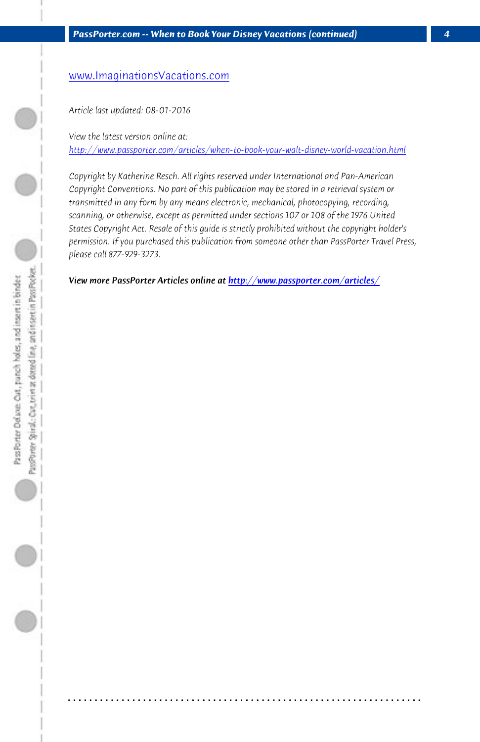www.ImaginationsVacations.com

*Article last updated: 08-01-2016*

*View the latest version online at:*
*http://www.passporter.com/articles/when-to-book-your-walt-disney-world-vacation.html*

*Copyright by Katherine Resch. All rights reserved under International and Pan-American Copyright Conventions. No part of this publication may be stored in a retrieval system or transmitted in any form by any means electronic, mechanical, photocopying, recording, scanning, or otherwise, except as permitted under sections 107 or 108 of the 1976 United States Copyright Act. Resale of this guide is strictly prohibited without the copyright holder's permission. If you purchased this publication from someone other than PassPorter Travel Press, please call 877-929-3273.*

***View more PassPorter Articles online at http://www.passporter.com/articles/***